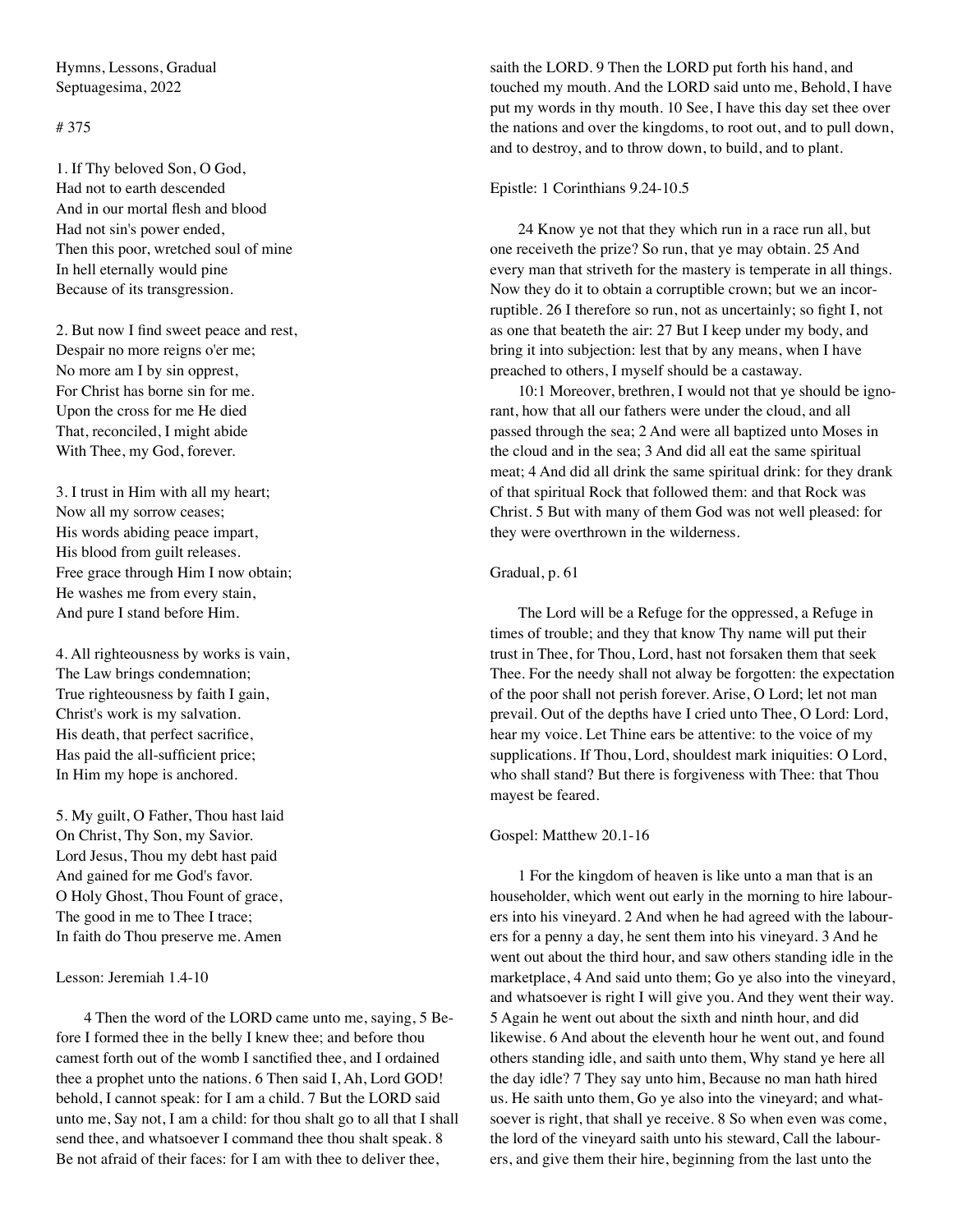Hymns, Lessons, Gradual
Septuagesima, 2022

# 375

1. If Thy beloved Son, O God,
Had not to earth descended
And in our mortal flesh and blood
Had not sin's power ended,
Then this poor, wretched soul of mine
In hell eternally would pine
Because of its transgression.

2. But now I find sweet peace and rest,
Despair no more reigns o'er me;
No more am I by sin opprest,
For Christ has borne sin for me.
Upon the cross for me He died
That, reconciled, I might abide
With Thee, my God, forever.

3. I trust in Him with all my heart;
Now all my sorrow ceases;
His words abiding peace impart,
His blood from guilt releases.
Free grace through Him I now obtain;
He washes me from every stain,
And pure I stand before Him.

4. All righteousness by works is vain,
The Law brings condemnation;
True righteousness by faith I gain,
Christ's work is my salvation.
His death, that perfect sacrifice,
Has paid the all-sufficient price;
In Him my hope is anchored.

5. My guilt, O Father, Thou hast laid
On Christ, Thy Son, my Savior.
Lord Jesus, Thou my debt hast paid
And gained for me God's favor.
O Holy Ghost, Thou Fount of grace,
The good in me to Thee I trace;
In faith do Thou preserve me. Amen

Lesson: Jeremiah 1.4-10

4 Then the word of the LORD came unto me, saying, 5 Before I formed thee in the belly I knew thee; and before thou camest forth out of the womb I sanctified thee, and I ordained thee a prophet unto the nations. 6 Then said I, Ah, Lord GOD! behold, I cannot speak: for I am a child. 7 But the LORD said unto me, Say not, I am a child: for thou shalt go to all that I shall send thee, and whatsoever I command thee thou shalt speak. 8 Be not afraid of their faces: for I am with thee to deliver thee, saith the LORD. 9 Then the LORD put forth his hand, and touched my mouth. And the LORD said unto me, Behold, I have put my words in thy mouth. 10 See, I have this day set thee over the nations and over the kingdoms, to root out, and to pull down, and to destroy, and to throw down, to build, and to plant.

Epistle: 1 Corinthians 9.24-10.5

24 Know ye not that they which run in a race run all, but one receiveth the prize? So run, that ye may obtain. 25 And every man that striveth for the mastery is temperate in all things. Now they do it to obtain a corruptible crown; but we an incorruptible. 26 I therefore so run, not as uncertainly; so fight I, not as one that beateth the air: 27 But I keep under my body, and bring it into subjection: lest that by any means, when I have preached to others, I myself should be a castaway.

10:1 Moreover, brethren, I would not that ye should be ignorant, how that all our fathers were under the cloud, and all passed through the sea; 2 And were all baptized unto Moses in the cloud and in the sea; 3 And did all eat the same spiritual meat; 4 And did all drink the same spiritual drink: for they drank of that spiritual Rock that followed them: and that Rock was Christ. 5 But with many of them God was not well pleased: for they were overthrown in the wilderness.

Gradual, p. 61

The Lord will be a Refuge for the oppressed, a Refuge in times of trouble; and they that know Thy name will put their trust in Thee, for Thou, Lord, hast not forsaken them that seek Thee. For the needy shall not alway be forgotten: the expectation of the poor shall not perish forever. Arise, O Lord; let not man prevail. Out of the depths have I cried unto Thee, O Lord: Lord, hear my voice. Let Thine ears be attentive: to the voice of my supplications. If Thou, Lord, shouldest mark iniquities: O Lord, who shall stand? But there is forgiveness with Thee: that Thou mayest be feared.

Gospel: Matthew 20.1-16

1 For the kingdom of heaven is like unto a man that is an householder, which went out early in the morning to hire labourers into his vineyard. 2 And when he had agreed with the labourers for a penny a day, he sent them into his vineyard. 3 And he went out about the third hour, and saw others standing idle in the marketplace, 4 And said unto them; Go ye also into the vineyard, and whatsoever is right I will give you. And they went their way. 5 Again he went out about the sixth and ninth hour, and did likewise. 6 And about the eleventh hour he went out, and found others standing idle, and saith unto them, Why stand ye here all the day idle? 7 They say unto him, Because no man hath hired us. He saith unto them, Go ye also into the vineyard; and whatsoever is right, that shall ye receive. 8 So when even was come, the lord of the vineyard saith unto his steward, Call the labourers, and give them their hire, beginning from the last unto the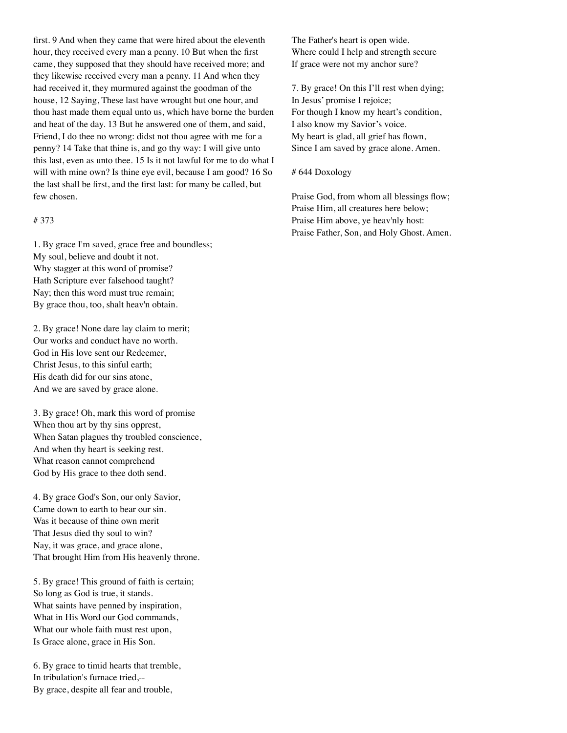first. 9 And when they came that were hired about the eleventh hour, they received every man a penny. 10 But when the first came, they supposed that they should have received more; and they likewise received every man a penny. 11 And when they had received it, they murmured against the goodman of the house, 12 Saying, These last have wrought but one hour, and thou hast made them equal unto us, which have borne the burden and heat of the day. 13 But he answered one of them, and said, Friend, I do thee no wrong: didst not thou agree with me for a penny? 14 Take that thine is, and go thy way: I will give unto this last, even as unto thee. 15 Is it not lawful for me to do what I will with mine own? Is thine eye evil, because I am good? 16 So the last shall be first, and the first last: for many be called, but few chosen.

# 373

1. By grace I'm saved, grace free and boundless;
My soul, believe and doubt it not.
Why stagger at this word of promise?
Hath Scripture ever falsehood taught?
Nay; then this word must true remain;
By grace thou, too, shalt heav'n obtain.

2. By grace! None dare lay claim to merit;
Our works and conduct have no worth.
God in His love sent our Redeemer,
Christ Jesus, to this sinful earth;
His death did for our sins atone,
And we are saved by grace alone.

3. By grace! Oh, mark this word of promise
When thou art by thy sins oppressed,
When Satan plagues thy troubled conscience,
And when thy heart is seeking rest.
What reason cannot comprehend
God by His grace to thee doth send.

4. By grace God's Son, our only Savior,
Came down to earth to bear our sin.
Was it because of thine own merit
That Jesus died thy soul to win?
Nay, it was grace, and grace alone,
That brought Him from His heavenly throne.

5. By grace! This ground of faith is certain;
So long as God is true, it stands.
What saints have penned by inspiration,
What in His Word our God commands,
What our whole faith must rest upon,
Is Grace alone, grace in His Son.

6. By grace to timid hearts that tremble,
In tribulation's furnace tried,--
By grace, despite all fear and trouble,
The Father's heart is open wide.
Where could I help and strength secure
If grace were not my anchor sure?

7. By grace! On this I'll rest when dying;
In Jesus' promise I rejoice;
For though I know my heart's condition,
I also know my Savior's voice.
My heart is glad, all grief has flown,
Since I am saved by grace alone. Amen.

# 644 Doxology

Praise God, from whom all blessings flow;
Praise Him, all creatures here below;
Praise Him above, ye heav'nly host:
Praise Father, Son, and Holy Ghost. Amen.